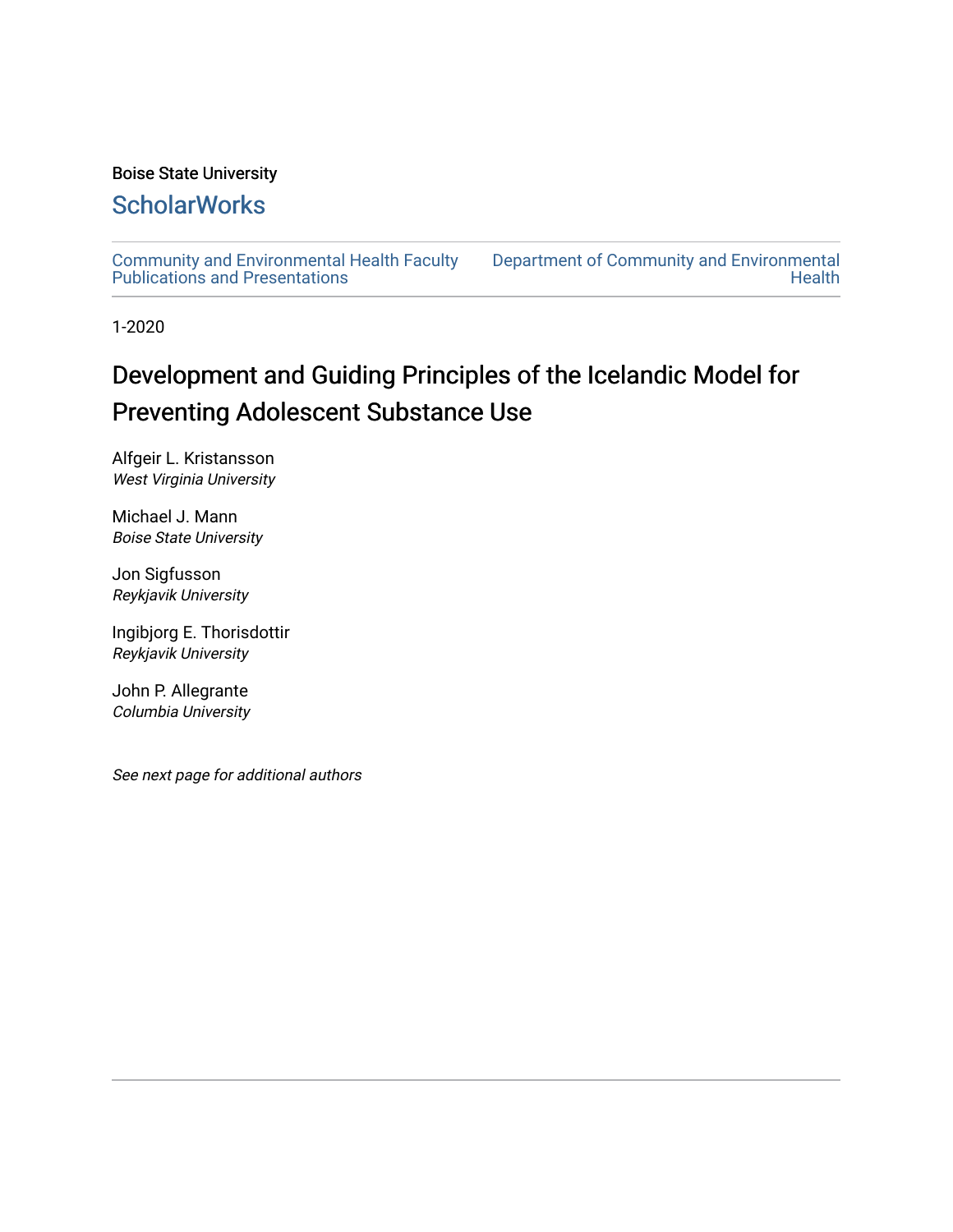Boise State University

## ScholarWorks

Community and Environmental Health Faculty Publications and Presentations

Department of Community and Environmental Health

1-2020

# Development and Guiding Principles of the Icelandic Model for Preventing Adolescent Substance Use

Alfgeir L. Kristansson
*West Virginia University*

Michael J. Mann
*Boise State University*

Jon Sigfusson
*Reykjavik University*

Ingibjorg E. Thorisdottir
*Reykjavik University*

John P. Allegrante
*Columbia University*

*See next page for additional authors*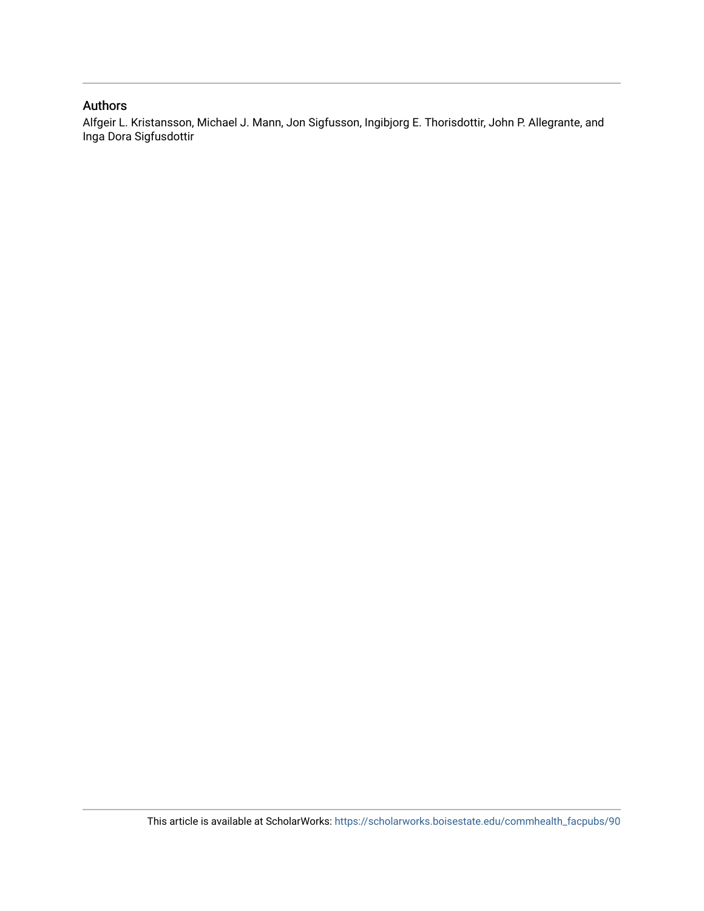## Authors

Alfgeir L. Kristansson, Michael J. Mann, Jon Sigfusson, Ingibjorg E. Thorisdottir, John P. Allegrante, and Inga Dora Sigfusdottir

This article is available at ScholarWorks: https://scholarworks.boisestate.edu/commhealth_facpubs/90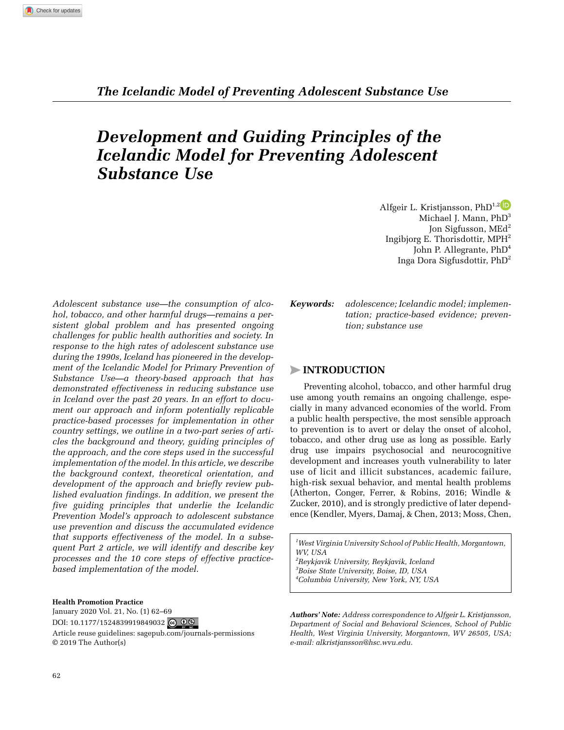# Development and Guiding Principles of the Icelandic Model for Preventing Adolescent Substance Use

Alfgeir L. Kristjansson, PhD[1,2]
Michael J. Mann, PhD[3]
Jon Sigfusson, MEd[2]
Ingibjorg E. Thorisdottir, MPH[2]
John P. Allegrante, PhD[4]
Inga Dora Sigfusdottir, PhD[2]

*Adolescent substance use—the consumption of alcohol, tobacco, and other harmful drugs—remains a persistent global problem and has presented ongoing challenges for public health authorities and society. In response to the high rates of adolescent substance use during the 1990s, Iceland has pioneered in the development of the Icelandic Model for Primary Prevention of Substance Use—a theory-based approach that has demonstrated effectiveness in reducing substance use in Iceland over the past 20 years. In an effort to document our approach and inform potentially replicable practice-based processes for implementation in other country settings, we outline in a two-part series of articles the background and theory, guiding principles of the approach, and the core steps used in the successful implementation of the model. In this article, we describe the background context, theoretical orientation, and development of the approach and briefly review published evaluation findings. In addition, we present the five guiding principles that underlie the Icelandic Prevention Model's approach to adolescent substance use prevention and discuss the accumulated evidence that supports effectiveness of the model. In a subsequent Part 2 article, we will identify and describe key processes and the 10 core steps of effective practice-based implementation of the model.*

**Keywords:** *adolescence; Icelandic model; implementation; practice-based evidence; prevention; substance use*

## INTRODUCTION

Preventing alcohol, tobacco, and other harmful drug use among youth remains an ongoing challenge, especially in many advanced economies of the world. From a public health perspective, the most sensible approach to prevention is to avert or delay the onset of alcohol, tobacco, and other drug use as long as possible. Early drug use impairs psychosocial and neurocognitive development and increases youth vulnerability to later use of licit and illicit substances, academic failure, high-risk sexual behavior, and mental health problems (Atherton, Conger, Ferrer, & Robins, 2016; Windle & Zucker, 2010), and is strongly predictive of later dependence (Kendler, Myers, Damaj, & Chen, 2013; Moss, Chen,

*[1]West Virginia University School of Public Health, Morgantown, WV, USA*
*[2]Reykjavik University, Reykjavik, Iceland*
*[3]Boise State University, Boise, ID, USA*
*[4]Columbia University, New York, NY, USA*

***Authors' Note:** Address correspondence to Alfgeir L. Kristjansson, Department of Social and Behavioral Sciences, School of Public Health, West Virginia University, Morgantown, WV 26505, USA; e-mail: alkristjansson@hsc.wvu.edu.*

**Health Promotion Practice**
January 2020 Vol. 21, No. (1) 62–69
DOI: 10.1177/1524839919849032
Article reuse guidelines: sagepub.com/journals-permissions
© 2019 The Author(s)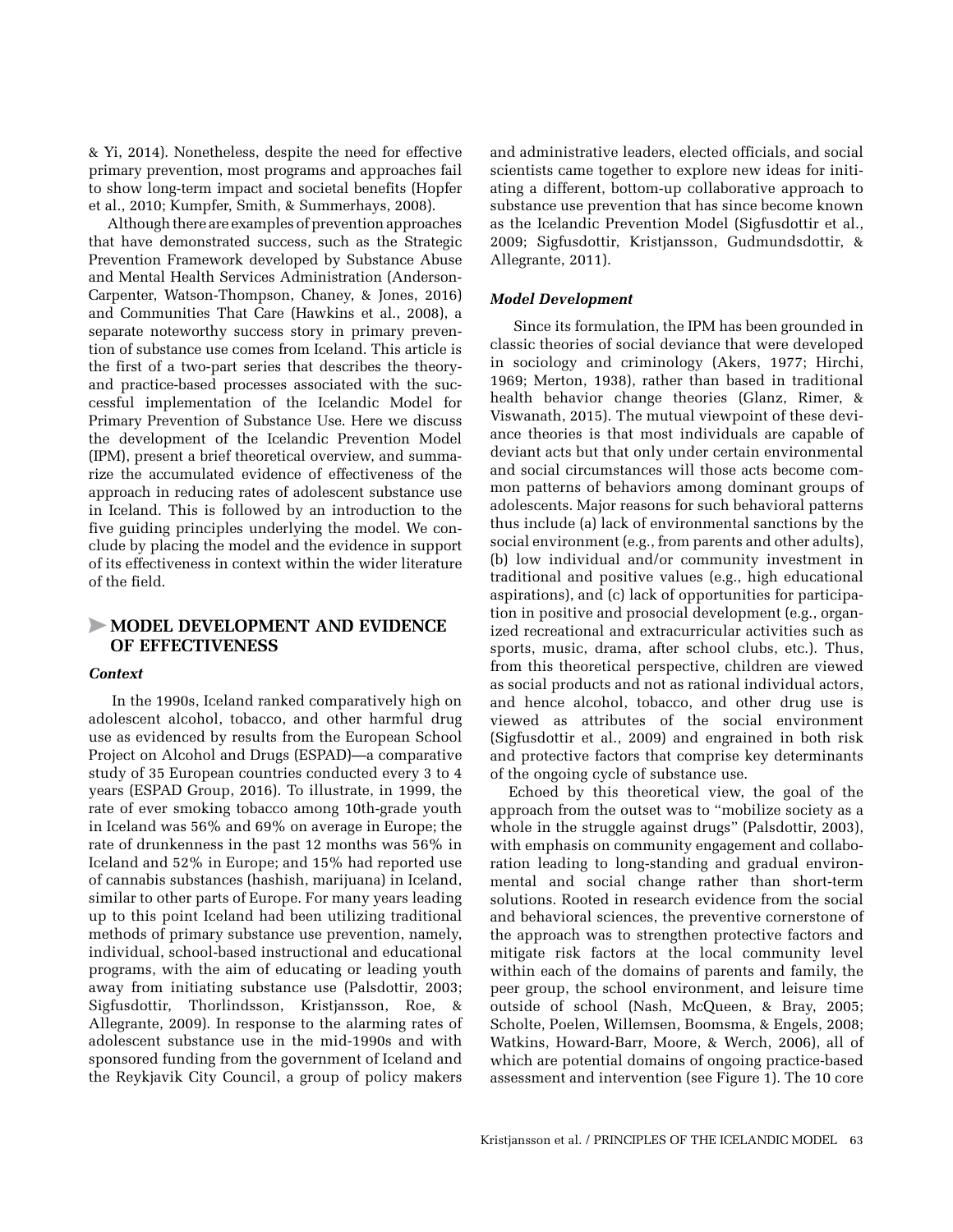& Yi, 2014). Nonetheless, despite the need for effective primary prevention, most programs and approaches fail to show long-term impact and societal benefits (Hopfer et al., 2010; Kumpfer, Smith, & Summerhays, 2008).

Although there are examples of prevention approaches that have demonstrated success, such as the Strategic Prevention Framework developed by Substance Abuse and Mental Health Services Administration (Anderson-Carpenter, Watson-Thompson, Chaney, & Jones, 2016) and Communities That Care (Hawkins et al., 2008), a separate noteworthy success story in primary prevention of substance use comes from Iceland. This article is the first of a two-part series that describes the theory- and practice-based processes associated with the successful implementation of the Icelandic Model for Primary Prevention of Substance Use. Here we discuss the development of the Icelandic Prevention Model (IPM), present a brief theoretical overview, and summarize the accumulated evidence of effectiveness of the approach in reducing rates of adolescent substance use in Iceland. This is followed by an introduction to the five guiding principles underlying the model. We conclude by placing the model and the evidence in support of its effectiveness in context within the wider literature of the field.

## MODEL DEVELOPMENT AND EVIDENCE OF EFFECTIVENESS

### *Context*

In the 1990s, Iceland ranked comparatively high on adolescent alcohol, tobacco, and other harmful drug use as evidenced by results from the European School Project on Alcohol and Drugs (ESPAD)—a comparative study of 35 European countries conducted every 3 to 4 years (ESPAD Group, 2016). To illustrate, in 1999, the rate of ever smoking tobacco among 10th-grade youth in Iceland was 56% and 69% on average in Europe; the rate of drunkenness in the past 12 months was 56% in Iceland and 52% in Europe; and 15% had reported use of cannabis substances (hashish, marijuana) in Iceland, similar to other parts of Europe. For many years leading up to this point Iceland had been utilizing traditional methods of primary substance use prevention, namely, individual, school-based instructional and educational programs, with the aim of educating or leading youth away from initiating substance use (Palsdottir, 2003; Sigfusdottir, Thorlindsson, Kristjansson, Roe, & Allegrante, 2009). In response to the alarming rates of adolescent substance use in the mid-1990s and with sponsored funding from the government of Iceland and the Reykjavik City Council, a group of policy makers and administrative leaders, elected officials, and social scientists came together to explore new ideas for initiating a different, bottom-up collaborative approach to substance use prevention that has since become known as the Icelandic Prevention Model (Sigfusdottir et al., 2009; Sigfusdottir, Kristjansson, Gudmundsdottir, & Allegrante, 2011).

### *Model Development*

Since its formulation, the IPM has been grounded in classic theories of social deviance that were developed in sociology and criminology (Akers, 1977; Hirchi, 1969; Merton, 1938), rather than based in traditional health behavior change theories (Glanz, Rimer, & Viswanath, 2015). The mutual viewpoint of these deviance theories is that most individuals are capable of deviant acts but that only under certain environmental and social circumstances will those acts become common patterns of behaviors among dominant groups of adolescents. Major reasons for such behavioral patterns thus include (a) lack of environmental sanctions by the social environment (e.g., from parents and other adults), (b) low individual and/or community investment in traditional and positive values (e.g., high educational aspirations), and (c) lack of opportunities for participation in positive and prosocial development (e.g., organized recreational and extracurricular activities such as sports, music, drama, after school clubs, etc.). Thus, from this theoretical perspective, children are viewed as social products and not as rational individual actors, and hence alcohol, tobacco, and other drug use is viewed as attributes of the social environment (Sigfusdottir et al., 2009) and engrained in both risk and protective factors that comprise key determinants of the ongoing cycle of substance use.

Echoed by this theoretical view, the goal of the approach from the outset was to "mobilize society as a whole in the struggle against drugs" (Palsdottir, 2003), with emphasis on community engagement and collaboration leading to long-standing and gradual environmental and social change rather than short-term solutions. Rooted in research evidence from the social and behavioral sciences, the preventive cornerstone of the approach was to strengthen protective factors and mitigate risk factors at the local community level within each of the domains of parents and family, the peer group, the school environment, and leisure time outside of school (Nash, McQueen, & Bray, 2005; Scholte, Poelen, Willemsen, Boomsma, & Engels, 2008; Watkins, Howard-Barr, Moore, & Werch, 2006), all of which are potential domains of ongoing practice-based assessment and intervention (see Figure 1). The 10 core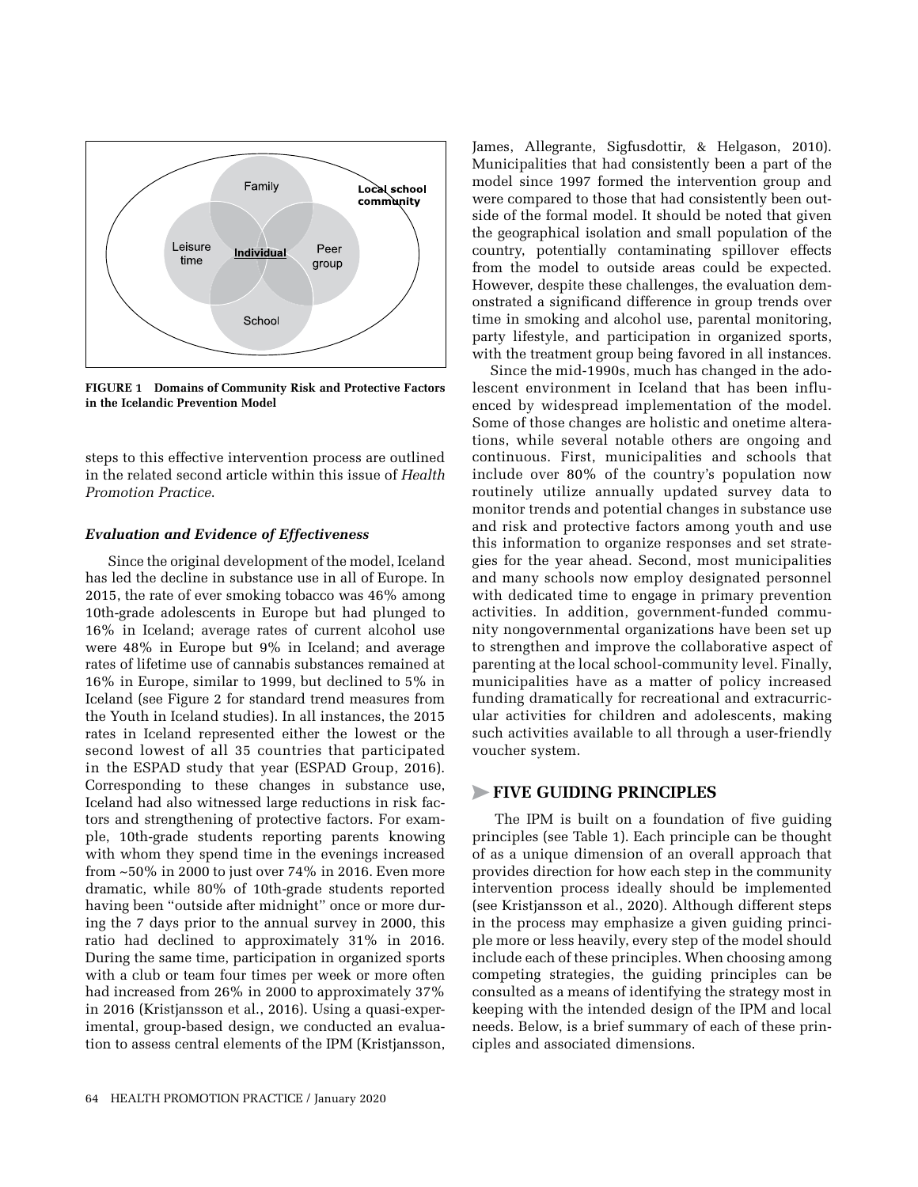Family

Local school community

Leisure time

Individual

Peer group

School

**FIGURE 1 Domains of Community Risk and Protective Factors in the Icelandic Prevention Model**

steps to this effective intervention process are outlined in the related second article within this issue of *Health Promotion Practice*.

### *Evaluation and Evidence of Effectiveness*

Since the original development of the model, Iceland has led the decline in substance use in all of Europe. In 2015, the rate of ever smoking tobacco was 46% among 10th-grade adolescents in Europe but had plunged to 16% in Iceland; average rates of current alcohol use were 48% in Europe but 9% in Iceland; and average rates of lifetime use of cannabis substances remained at 16% in Europe, similar to 1999, but declined to 5% in Iceland (see Figure 2 for standard trend measures from the Youth in Iceland studies). In all instances, the 2015 rates in Iceland represented either the lowest or the second lowest of all 35 countries that participated in the ESPAD study that year (ESPAD Group, 2016). Corresponding to these changes in substance use, Iceland had also witnessed large reductions in risk factors and strengthening of protective factors. For example, 10th-grade students reporting parents knowing with whom they spend time in the evenings increased from ~50% in 2000 to just over 74% in 2016. Even more dramatic, while 80% of 10th-grade students reported having been "outside after midnight" once or more during the 7 days prior to the annual survey in 2000, this ratio had declined to approximately 31% in 2016. During the same time, participation in organized sports with a club or team four times per week or more often had increased from 26% in 2000 to approximately 37% in 2016 (Kristjansson et al., 2016). Using a quasi-experimental, group-based design, we conducted an evaluation to assess central elements of the IPM (Kristjansson, James, Allegrante, Sigfusdottir, & Helgason, 2010). Municipalities that had consistently been a part of the model since 1997 formed the intervention group and were compared to those that had consistently been outside of the formal model. It should be noted that given the geographical isolation and small population of the country, potentially contaminating spillover effects from the model to outside areas could be expected. However, despite these challenges, the evaluation demonstrated a significand difference in group trends over time in smoking and alcohol use, parental monitoring, party lifestyle, and participation in organized sports, with the treatment group being favored in all instances.

Since the mid-1990s, much has changed in the adolescent environment in Iceland that has been influenced by widespread implementation of the model. Some of those changes are holistic and onetime alterations, while several notable others are ongoing and continuous. First, municipalities and schools that include over 80% of the country's population now routinely utilize annually updated survey data to monitor trends and potential changes in substance use and risk and protective factors among youth and use this information to organize responses and set strategies for the year ahead. Second, most municipalities and many schools now employ designated personnel with dedicated time to engage in primary prevention activities. In addition, government-funded community nongovernmental organizations have been set up to strengthen and improve the collaborative aspect of parenting at the local school-community level. Finally, municipalities have as a matter of policy increased funding dramatically for recreational and extracurricular activities for children and adolescents, making such activities available to all through a user-friendly voucher system.

## FIVE GUIDING PRINCIPLES

The IPM is built on a foundation of five guiding principles (see Table 1). Each principle can be thought of as a unique dimension of an overall approach that provides direction for how each step in the community intervention process ideally should be implemented (see Kristjansson et al., 2020). Although different steps in the process may emphasize a given guiding principle more or less heavily, every step of the model should include each of these principles. When choosing among competing strategies, the guiding principles can be consulted as a means of identifying the strategy most in keeping with the intended design of the IPM and local needs. Below, is a brief summary of each of these principles and associated dimensions.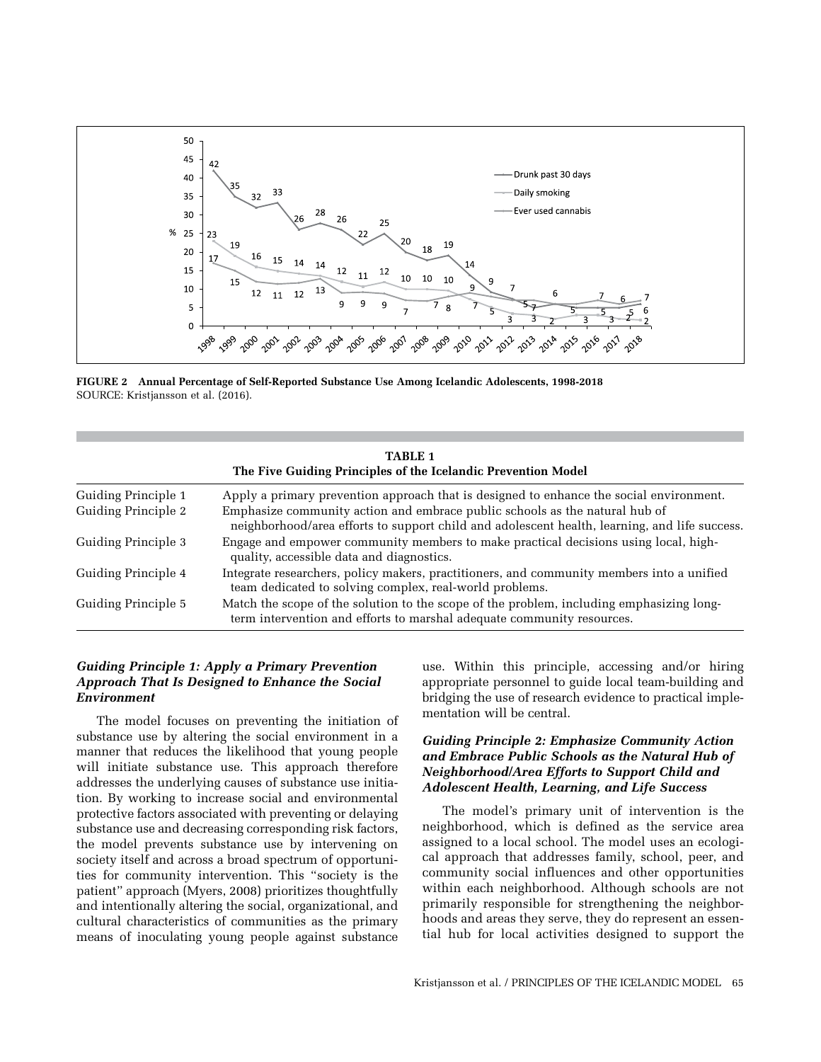FIGURE 2 Annual Percentage of Self-Reported Substance Use Among Icelandic Adolescents, 1998-2018
SOURCE: Kristjansson et al. (2016).

**TABLE 1**
**The Five Guiding Principles of the Icelandic Prevention Model**

| | |
|---|---|
| Guiding Principle 1 | Apply a primary prevention approach that is designed to enhance the social environment. |
| Guiding Principle 2 | Emphasize community action and embrace public schools as the natural hub of neighborhood/area efforts to support child and adolescent health, learning, and life success. |
| Guiding Principle 3 | Engage and empower community members to make practical decisions using local, high-quality, accessible data and diagnostics. |
| Guiding Principle 4 | Integrate researchers, policy makers, practitioners, and community members into a unified team dedicated to solving complex, real-world problems. |
| Guiding Principle 5 | Match the scope of the solution to the scope of the problem, including emphasizing long-term intervention and efforts to marshal adequate community resources. |

### *Guiding Principle 1: Apply a Primary Prevention Approach That Is Designed to Enhance the Social Environment*

The model focuses on preventing the initiation of substance use by altering the social environment in a manner that reduces the likelihood that young people will initiate substance use. This approach therefore addresses the underlying causes of substance use initiation. By working to increase social and environmental protective factors associated with preventing or delaying substance use and decreasing corresponding risk factors, the model prevents substance use by intervening on society itself and across a broad spectrum of opportunities for community intervention. This "society is the patient" approach (Myers, 2008) prioritizes thoughtfully and intentionally altering the social, organizational, and cultural characteristics of communities as the primary means of inoculating young people against substance use. Within this principle, accessing and/or hiring appropriate personnel to guide local team-building and bridging the use of research evidence to practical implementation will be central.

### *Guiding Principle 2: Emphasize Community Action and Embrace Public Schools as the Natural Hub of Neighborhood/Area Efforts to Support Child and Adolescent Health, Learning, and Life Success*

The model's primary unit of intervention is the neighborhood, which is defined as the service area assigned to a local school. The model uses an ecological approach that addresses family, school, peer, and community social influences and other opportunities within each neighborhood. Although schools are not primarily responsible for strengthening the neighborhoods and areas they serve, they do represent an essential hub for local activities designed to support the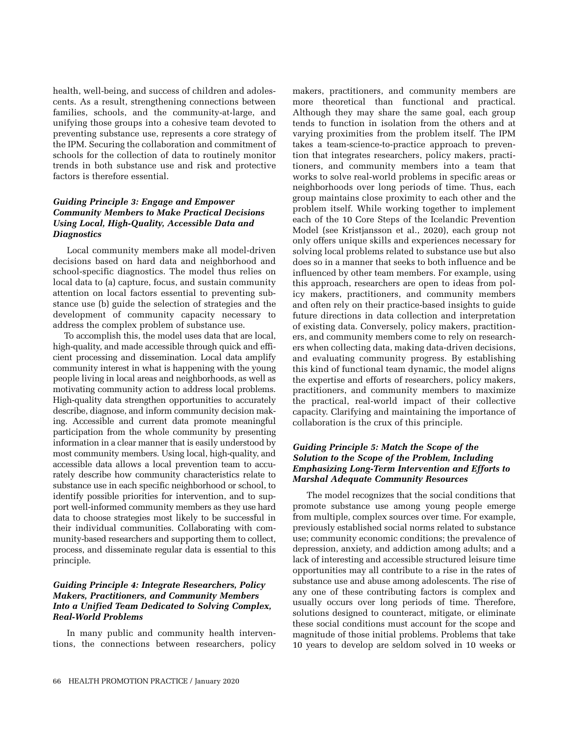health, well-being, and success of children and adolescents. As a result, strengthening connections between families, schools, and the community-at-large, and unifying those groups into a cohesive team devoted to preventing substance use, represents a core strategy of the IPM. Securing the collaboration and commitment of schools for the collection of data to routinely monitor trends in both substance use and risk and protective factors is therefore essential.

### *Guiding Principle 3: Engage and Empower Community Members to Make Practical Decisions Using Local, High-Quality, Accessible Data and Diagnostics*

Local community members make all model-driven decisions based on hard data and neighborhood and school-specific diagnostics. The model thus relies on local data to (a) capture, focus, and sustain community attention on local factors essential to preventing substance use (b) guide the selection of strategies and the development of community capacity necessary to address the complex problem of substance use.

To accomplish this, the model uses data that are local, high-quality, and made accessible through quick and efficient processing and dissemination. Local data amplify community interest in what is happening with the young people living in local areas and neighborhoods, as well as motivating community action to address local problems. High-quality data strengthen opportunities to accurately describe, diagnose, and inform community decision making. Accessible and current data promote meaningful participation from the whole community by presenting information in a clear manner that is easily understood by most community members. Using local, high-quality, and accessible data allows a local prevention team to accurately describe how community characteristics relate to substance use in each specific neighborhood or school, to identify possible priorities for intervention, and to support well-informed community members as they use hard data to choose strategies most likely to be successful in their individual communities. Collaborating with community-based researchers and supporting them to collect, process, and disseminate regular data is essential to this principle.

### *Guiding Principle 4: Integrate Researchers, Policy Makers, Practitioners, and Community Members Into a Unified Team Dedicated to Solving Complex, Real-World Problems*

In many public and community health interventions, the connections between researchers, policy makers, practitioners, and community members are more theoretical than functional and practical. Although they may share the same goal, each group tends to function in isolation from the others and at varying proximities from the problem itself. The IPM takes a team-science-to-practice approach to prevention that integrates researchers, policy makers, practitioners, and community members into a team that works to solve real-world problems in specific areas or neighborhoods over long periods of time. Thus, each group maintains close proximity to each other and the problem itself. While working together to implement each of the 10 Core Steps of the Icelandic Prevention Model (see Kristjansson et al., 2020), each group not only offers unique skills and experiences necessary for solving local problems related to substance use but also does so in a manner that seeks to both influence and be influenced by other team members. For example, using this approach, researchers are open to ideas from policy makers, practitioners, and community members and often rely on their practice-based insights to guide future directions in data collection and interpretation of existing data. Conversely, policy makers, practitioners, and community members come to rely on researchers when collecting data, making data-driven decisions, and evaluating community progress. By establishing this kind of functional team dynamic, the model aligns the expertise and efforts of researchers, policy makers, practitioners, and community members to maximize the practical, real-world impact of their collective capacity. Clarifying and maintaining the importance of collaboration is the crux of this principle.

### *Guiding Principle 5: Match the Scope of the Solution to the Scope of the Problem, Including Emphasizing Long-Term Intervention and Efforts to Marshal Adequate Community Resources*

The model recognizes that the social conditions that promote substance use among young people emerge from multiple, complex sources over time. For example, previously established social norms related to substance use; community economic conditions; the prevalence of depression, anxiety, and addiction among adults; and a lack of interesting and accessible structured leisure time opportunities may all contribute to a rise in the rates of substance use and abuse among adolescents. The rise of any one of these contributing factors is complex and usually occurs over long periods of time. Therefore, solutions designed to counteract, mitigate, or eliminate these social conditions must account for the scope and magnitude of those initial problems. Problems that take 10 years to develop are seldom solved in 10 weeks or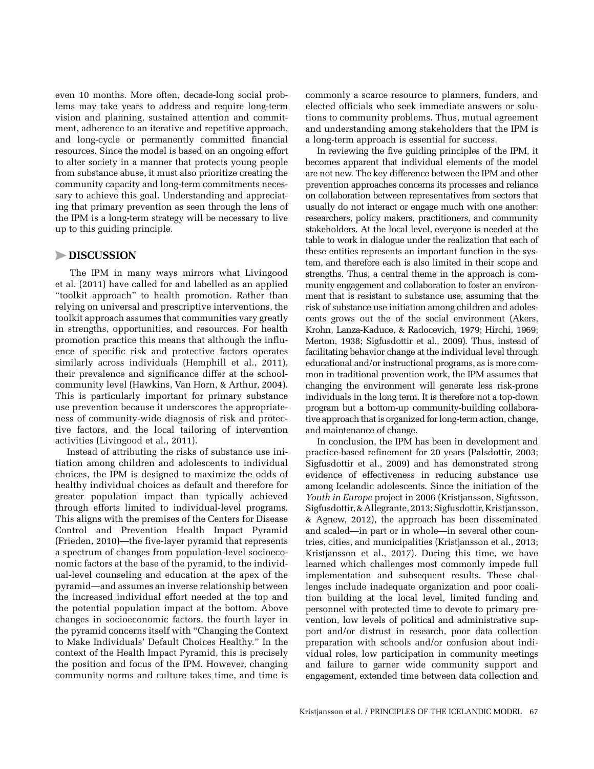even 10 months. More often, decade-long social problems may take years to address and require long-term vision and planning, sustained attention and commitment, adherence to an iterative and repetitive approach, and long-cycle or permanently committed financial resources. Since the model is based on an ongoing effort to alter society in a manner that protects young people from substance abuse, it must also prioritize creating the community capacity and long-term commitments necessary to achieve this goal. Understanding and appreciating that primary prevention as seen through the lens of the IPM is a long-term strategy will be necessary to live up to this guiding principle.

## DISCUSSION

The IPM in many ways mirrors what Livingood et al. (2011) have called for and labelled as an applied "toolkit approach" to health promotion. Rather than relying on universal and prescriptive interventions, the toolkit approach assumes that communities vary greatly in strengths, opportunities, and resources. For health promotion practice this means that although the influence of specific risk and protective factors operates similarly across individuals (Hemphill et al., 2011), their prevalence and significance differ at the school-community level (Hawkins, Van Horn, & Arthur, 2004). This is particularly important for primary substance use prevention because it underscores the appropriateness of community-wide diagnosis of risk and protective factors, and the local tailoring of intervention activities (Livingood et al., 2011).

Instead of attributing the risks of substance use initiation among children and adolescents to individual choices, the IPM is designed to maximize the odds of healthy individual choices as default and therefore for greater population impact than typically achieved through efforts limited to individual-level programs. This aligns with the premises of the Centers for Disease Control and Prevention Health Impact Pyramid (Frieden, 2010)—the five-layer pyramid that represents a spectrum of changes from population-level socioeconomic factors at the base of the pyramid, to the individual-level counseling and education at the apex of the pyramid—and assumes an inverse relationship between the increased individual effort needed at the top and the potential population impact at the bottom. Above changes in socioeconomic factors, the fourth layer in the pyramid concerns itself with "Changing the Context to Make Individuals' Default Choices Healthy." In the context of the Health Impact Pyramid, this is precisely the position and focus of the IPM. However, changing community norms and culture takes time, and time is commonly a scarce resource to planners, funders, and elected officials who seek immediate answers or solutions to community problems. Thus, mutual agreement and understanding among stakeholders that the IPM is a long-term approach is essential for success.

In reviewing the five guiding principles of the IPM, it becomes apparent that individual elements of the model are not new. The key difference between the IPM and other prevention approaches concerns its processes and reliance on collaboration between representatives from sectors that usually do not interact or engage much with one another: researchers, policy makers, practitioners, and community stakeholders. At the local level, everyone is needed at the table to work in dialogue under the realization that each of these entities represents an important function in the system, and therefore each is also limited in their scope and strengths. Thus, a central theme in the approach is community engagement and collaboration to foster an environment that is resistant to substance use, assuming that the risk of substance use initiation among children and adolescents grows out the of the social environment (Akers, Krohn, Lanza-Kaduce, & Radocevich, 1979; Hirchi, 1969; Merton, 1938; Sigfusdottir et al., 2009). Thus, instead of facilitating behavior change at the individual level through educational and/or instructional programs, as is more common in traditional prevention work, the IPM assumes that changing the environment will generate less risk-prone individuals in the long term. It is therefore not a top-down program but a bottom-up community-building collaborative approach that is organized for long-term action, change, and maintenance of change.

In conclusion, the IPM has been in development and practice-based refinement for 20 years (Palsdottir, 2003; Sigfusdottir et al., 2009) and has demonstrated strong evidence of effectiveness in reducing substance use among Icelandic adolescents. Since the initiation of the *Youth in Europe* project in 2006 (Kristjansson, Sigfusson, Sigfusdottir, & Allegrante, 2013; Sigfusdottir, Kristjansson, & Agnew, 2012), the approach has been disseminated and scaled—in part or in whole—in several other countries, cities, and municipalities (Kristjansson et al., 2013; Kristjansson et al., 2017). During this time, we have learned which challenges most commonly impede full implementation and subsequent results. These challenges include inadequate organization and poor coalition building at the local level, limited funding and personnel with protected time to devote to primary prevention, low levels of political and administrative support and/or distrust in research, poor data collection preparation with schools and/or confusion about individual roles, low participation in community meetings and failure to garner wide community support and engagement, extended time between data collection and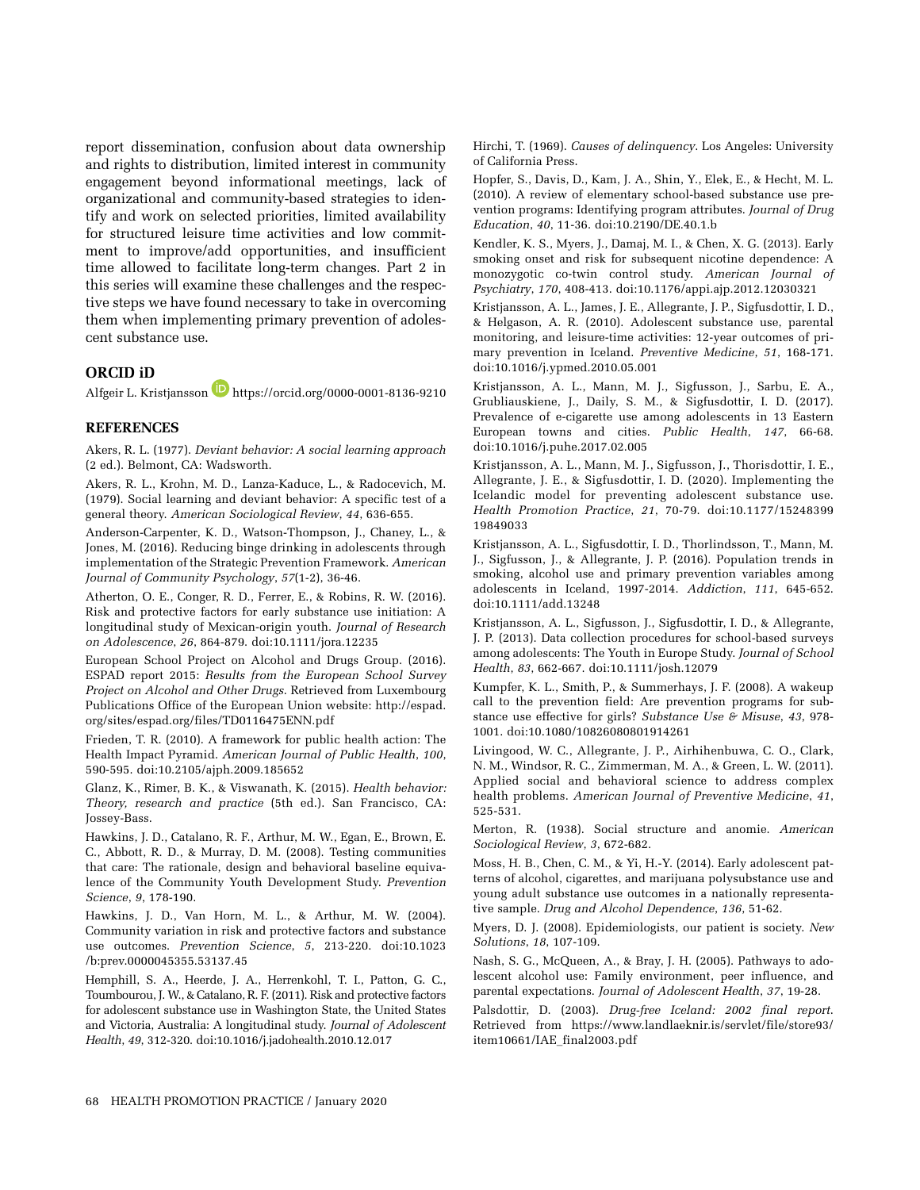report dissemination, confusion about data ownership and rights to distribution, limited interest in community engagement beyond informational meetings, lack of organizational and community-based strategies to identify and work on selected priorities, limited availability for structured leisure time activities and low commitment to improve/add opportunities, and insufficient time allowed to facilitate long-term changes. Part 2 in this series will examine these challenges and the respective steps we have found necessary to take in overcoming them when implementing primary prevention of adolescent substance use.

## ORCID iD

Alfgeir L. Kristjansson https://orcid.org/0000-0001-8136-9210

## REFERENCES

Akers, R. L. (1977). *Deviant behavior: A social learning approach* (2 ed.). Belmont, CA: Wadsworth.

Akers, R. L., Krohn, M. D., Lanza-Kaduce, L., & Radocevich, M. (1979). Social learning and deviant behavior: A specific test of a general theory. *American Sociological Review*, *44*, 636-655.

Anderson-Carpenter, K. D., Watson-Thompson, J., Chaney, L., & Jones, M. (2016). Reducing binge drinking in adolescents through implementation of the Strategic Prevention Framework. *American Journal of Community Psychology*, *57*(1-2), 36-46.

Atherton, O. E., Conger, R. D., Ferrer, E., & Robins, R. W. (2016). Risk and protective factors for early substance use initiation: A longitudinal study of Mexican-origin youth. *Journal of Research on Adolescence*, *26*, 864-879. doi:10.1111/jora.12235

European School Project on Alcohol and Drugs Group. (2016). ESPAD report 2015: *Results from the European School Survey Project on Alcohol and Other Drugs*. Retrieved from Luxembourg Publications Office of the European Union website: http://espad.org/sites/espad.org/files/TD0116475ENN.pdf

Frieden, T. R. (2010). A framework for public health action: The Health Impact Pyramid. *American Journal of Public Health*, *100*, 590-595. doi:10.2105/ajph.2009.185652

Glanz, K., Rimer, B. K., & Viswanath, K. (2015). *Health behavior: Theory, research and practice* (5th ed.). San Francisco, CA: Jossey-Bass.

Hawkins, J. D., Catalano, R. F., Arthur, M. W., Egan, E., Brown, E. C., Abbott, R. D., & Murray, D. M. (2008). Testing communities that care: The rationale, design and behavioral baseline equivalence of the Community Youth Development Study. *Prevention Science*, *9*, 178-190.

Hawkins, J. D., Van Horn, M. L., & Arthur, M. W. (2004). Community variation in risk and protective factors and substance use outcomes. *Prevention Science*, *5*, 213-220. doi:10.1023/b:prev.0000045355.53137.45

Hemphill, S. A., Heerde, J. A., Herrenkohl, T. I., Patton, G. C., Toumbourou, J. W., & Catalano, R. F. (2011). Risk and protective factors for adolescent substance use in Washington State, the United States and Victoria, Australia: A longitudinal study. *Journal of Adolescent Health*, *49*, 312-320. doi:10.1016/j.jadohealth.2010.12.017

Hirchi, T. (1969). *Causes of delinquency*. Los Angeles: University of California Press.

Hopfer, S., Davis, D., Kam, J. A., Shin, Y., Elek, E., & Hecht, M. L. (2010). A review of elementary school-based substance use prevention programs: Identifying program attributes. *Journal of Drug Education*, *40*, 11-36. doi:10.2190/DE.40.1.b

Kendler, K. S., Myers, J., Damaj, M. I., & Chen, X. G. (2013). Early smoking onset and risk for subsequent nicotine dependence: A monozygotic co-twin control study. *American Journal of Psychiatry*, *170*, 408-413. doi:10.1176/appi.ajp.2012.12030321

Kristjansson, A. L., James, J. E., Allegrante, J. P., Sigfusdottir, I. D., & Helgason, A. R. (2010). Adolescent substance use, parental monitoring, and leisure-time activities: 12-year outcomes of primary prevention in Iceland. *Preventive Medicine*, *51*, 168-171. doi:10.1016/j.ypmed.2010.05.001

Kristjansson, A. L., Mann, M. J., Sigfusson, J., Sarbu, E. A., Grubliauskiene, J., Daily, S. M., & Sigfusdottir, I. D. (2017). Prevalence of e-cigarette use among adolescents in 13 Eastern European towns and cities. *Public Health*, *147*, 66-68. doi:10.1016/j.puhe.2017.02.005

Kristjansson, A. L., Mann, M. J., Sigfusson, J., Thorisdottir, I. E., Allegrante, J. E., & Sigfusdottir, I. D. (2020). Implementing the Icelandic model for preventing adolescent substance use. *Health Promotion Practice*, *21*, 70-79. doi:10.1177/1524839919849033

Kristjansson, A. L., Sigfusdottir, I. D., Thorlindsson, T., Mann, M. J., Sigfusson, J., & Allegrante, J. P. (2016). Population trends in smoking, alcohol use and primary prevention variables among adolescents in Iceland, 1997-2014. *Addiction*, *111*, 645-652. doi:10.1111/add.13248

Kristjansson, A. L., Sigfusson, J., Sigfusdottir, I. D., & Allegrante, J. P. (2013). Data collection procedures for school-based surveys among adolescents: The Youth in Europe Study. *Journal of School Health*, *83*, 662-667. doi:10.1111/josh.12079

Kumpfer, K. L., Smith, P., & Summerhays, J. F. (2008). A wakeup call to the prevention field: Are prevention programs for substance use effective for girls? *Substance Use & Misuse*, *43*, 978-1001. doi:10.1080/10826080801914261

Livingood, W. C., Allegrante, J. P., Airhihenbuwa, C. O., Clark, N. M., Windsor, R. C., Zimmerman, M. A., & Green, L. W. (2011). Applied social and behavioral science to address complex health problems. *American Journal of Preventive Medicine*, *41*, 525-531.

Merton, R. (1938). Social structure and anomie. *American Sociological Review*, *3*, 672-682.

Moss, H. B., Chen, C. M., & Yi, H.-Y. (2014). Early adolescent patterns of alcohol, cigarettes, and marijuana polysubstance use and young adult substance use outcomes in a nationally representative sample. *Drug and Alcohol Dependence*, *136*, 51-62.

Myers, D. J. (2008). Epidemiologists, our patient is society. *New Solutions*, *18*, 107-109.

Nash, S. G., McQueen, A., & Bray, J. H. (2005). Pathways to adolescent alcohol use: Family environment, peer influence, and parental expectations. *Journal of Adolescent Health*, *37*, 19-28.

Palsdottir, D. (2003). *Drug-free Iceland: 2002 final report*. Retrieved from https://www.landlaeknir.is/servlet/file/store93/item10661/IAE_final2003.pdf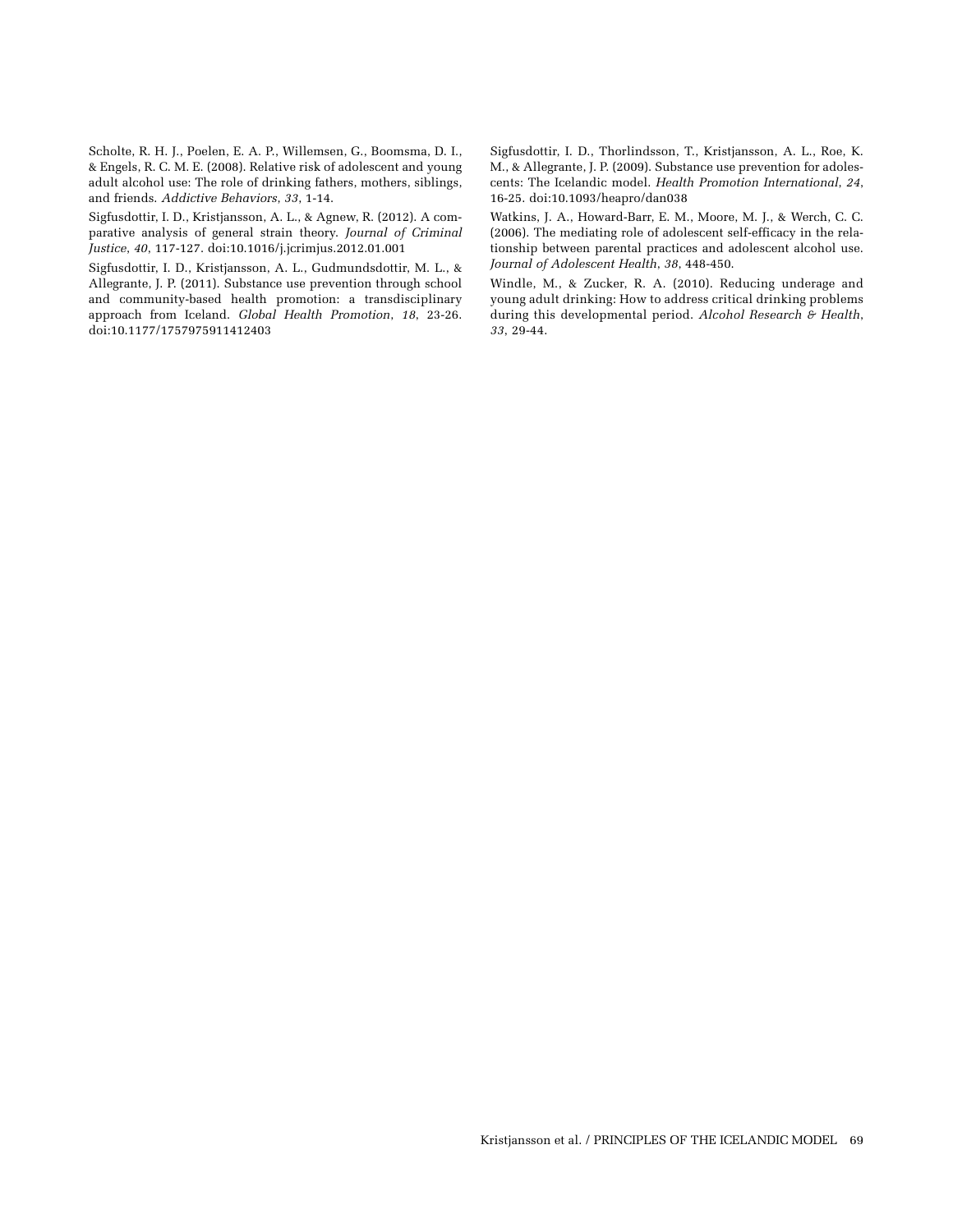Scholte, R. H. J., Poelen, E. A. P., Willemsen, G., Boomsma, D. I., & Engels, R. C. M. E. (2008). Relative risk of adolescent and young adult alcohol use: The role of drinking fathers, mothers, siblings, and friends. *Addictive Behaviors*, *33*, 1-14.

Sigfusdottir, I. D., Kristjansson, A. L., & Agnew, R. (2012). A comparative analysis of general strain theory. *Journal of Criminal Justice*, *40*, 117-127. doi:10.1016/j.jcrimjus.2012.01.001

Sigfusdottir, I. D., Kristjansson, A. L., Gudmundsdottir, M. L., & Allegrante, J. P. (2011). Substance use prevention through school and community-based health promotion: a transdisciplinary approach from Iceland. *Global Health Promotion*, *18*, 23-26. doi:10.1177/1757975911412403

Sigfusdottir, I. D., Thorlindsson, T., Kristjansson, A. L., Roe, K. M., & Allegrante, J. P. (2009). Substance use prevention for adolescents: The Icelandic model. *Health Promotion International*, *24*, 16-25. doi:10.1093/heapro/dan038

Watkins, J. A., Howard-Barr, E. M., Moore, M. J., & Werch, C. C. (2006). The mediating role of adolescent self-efficacy in the relationship between parental practices and adolescent alcohol use. *Journal of Adolescent Health*, *38*, 448-450.

Windle, M., & Zucker, R. A. (2010). Reducing underage and young adult drinking: How to address critical drinking problems during this developmental period. *Alcohol Research & Health*, *33*, 29-44.